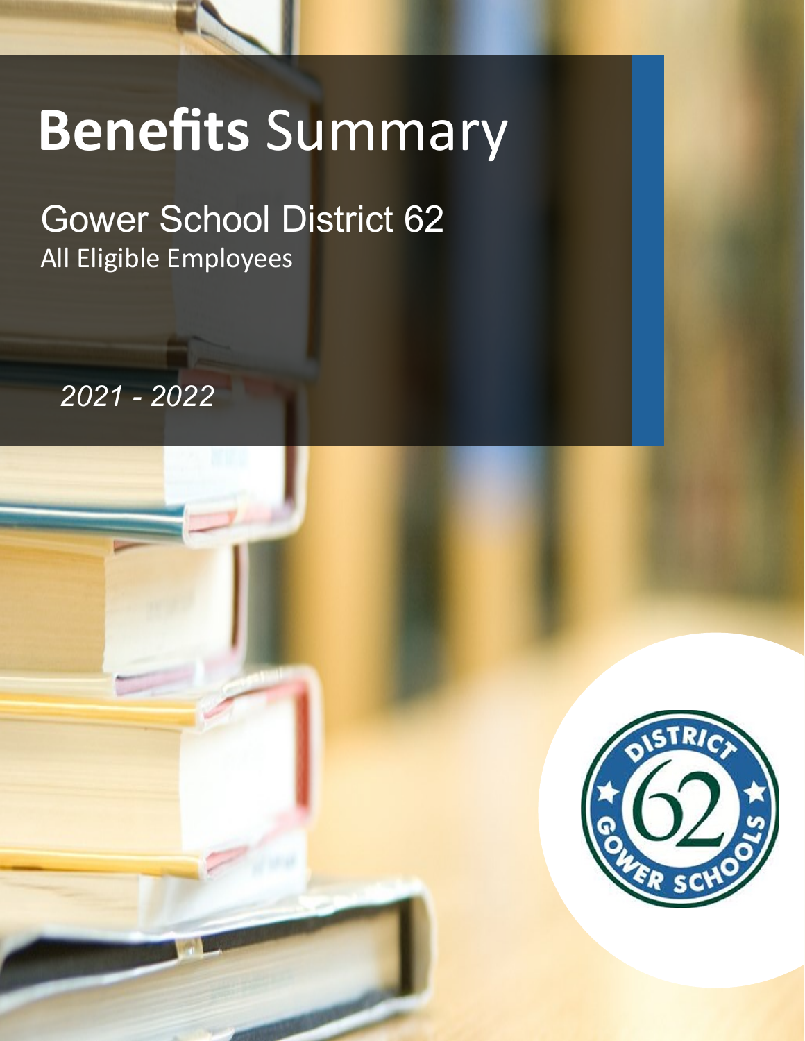# **Benefits** Summary

## Gower School District 62

All Eligible Employees

*2021 - 2022*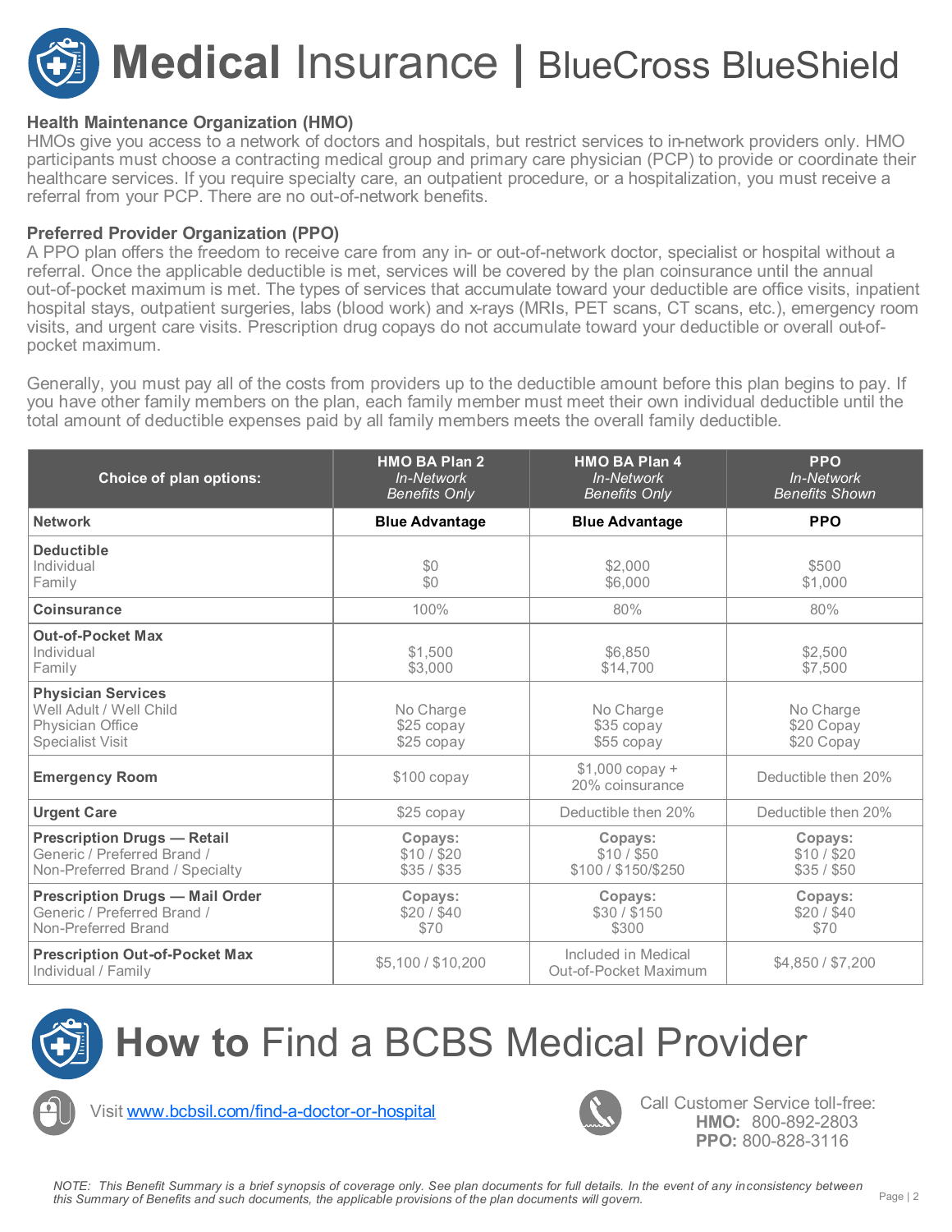# **Medical** Insurance | BlueCross BlueShield

### Health Maintenance Organization (HMO)

HMOs give you access to a network of doctors and hospitals, but restrict services to in-network providers only. HMO participants must choose a contracting medical group and primary care physician (PCP) to provide or coordinate their healthcare services. If you require specialty care, an outpatient procedure, or a hospitalization, you must receive a referral from your PCP. There are no out-of-network benefits.

### Preferred Provider Organization (PPO)

A PPO plan offers the freedom to receive care from any in- or out-of-network doctor, specialist or hospital without a referral. Once the applicable deductible is met, services will be covered by the plan coinsurance until the annual out-of-pocket maximum is met. The types of services that accumulate toward your deductible are office visits, inpatient hospital stays, outpatient surgeries, labs (blood work) and x-rays (MRIs, PET scans, CT scans, etc.), emergency room visits, and urgent care visits. Prescription drug copays do not accumulate toward your deductible or overall out-of-pocket maximum.

Generally, you must pay all of the costs from providers up to the deductible amount before this plan begins to pay. If you have other family members on the plan, each family member must meet their own individual deductible until the total amount of deductible expenses paid by all family members meets the overall family deductible.

| Choice of plan options: | HMO BA Plan 2 *In-Network Benefits Only* | HMO BA Plan 4 *In-Network Benefits Only* | PPO *In-Network Benefits Shown* |
|---|---|---|---|
| **Network** | **Blue Advantage** | **Blue Advantage** | **PPO** |
| **Deductible** Individual / Family | $0 / $0 | $2,000 / $6,000 | $500 / $1,000 |
| **Coinsurance** | 100% | 80% | 80% |
| **Out-of-Pocket Max** Individual / Family | $1,500 / $3,000 | $6,850 / $14,700 | $2,500 / $7,500 |
| **Physician Services** Well Adult / Well Child; Physician Office; Specialist Visit | No Charge; $25 copay; $25 copay | No Charge; $35 copay; $55 copay | No Charge; $20 Copay; $20 Copay |
| **Emergency Room** | $100 copay | $1,000 copay + 20% coinsurance | Deductible then 20% |
| **Urgent Care** | $25 copay | Deductible then 20% | Deductible then 20% |
| **Prescription Drugs — Retail** Generic / Preferred Brand / Non-Preferred Brand / Specialty | **Copays:** $10 / $20 / $35 / $35 | **Copays:** $10 / $50 / $100 / $150/$250 | **Copays:** $10 / $20 / $35 / $50 |
| **Prescription Drugs — Mail Order** Generic / Preferred Brand / Non-Preferred Brand | **Copays:** $20 / $40 / $70 | **Copays:** $30 / $150 / $300 | **Copays:** $20 / $40 / $70 |
| **Prescription Out-of-Pocket Max** Individual / Family | $5,100 / $10,200 | Included in Medical Out-of-Pocket Maximum | $4,850 / $7,200 |

# **How to** Find a BCBS Medical Provider

Visit [www.bcbsil.com/find-a-doctor-or-hospital](www.bcbsil.com/find-a-doctor-or-hospital)

Call Customer Service toll-free:
**HMO:** 800-892-2803
**PPO:** 800-828-3116

*NOTE: This Benefit Summary is a brief synopsis of coverage only. See plan documents for full details. In the event of any inconsistency between this Summary of Benefits and such documents, the applicable provisions of the plan documents will govern.*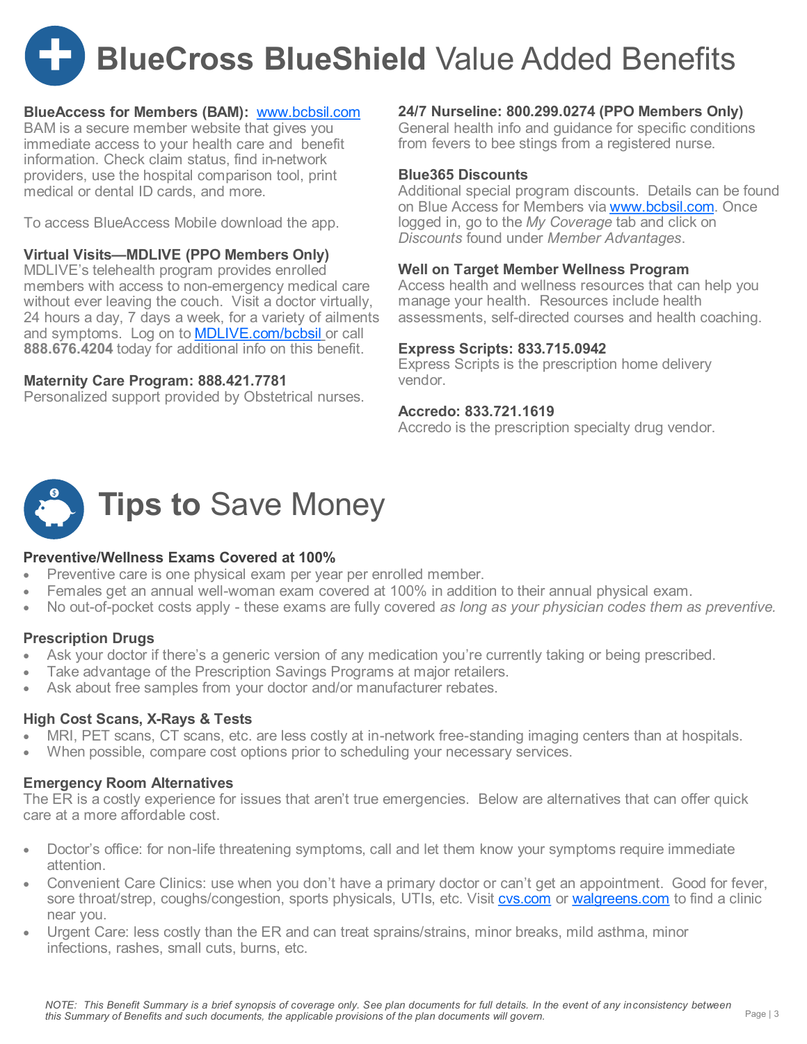# **BlueCross BlueShield** Value Added Benefits

**BlueAccess for Members (BAM):** [www.bcbsil.com](http://www.bcbsil.com)
BAM is a secure member website that gives you immediate access to your health care and benefit information. Check claim status, find in-network providers, use the hospital comparison tool, print medical or dental ID cards, and more.

To access BlueAccess Mobile download the app.

**Virtual Visits—MDLIVE (PPO Members Only)**
MDLIVE's telehealth program provides enrolled members with access to non-emergency medical care without ever leaving the couch. Visit a doctor virtually, 24 hours a day, 7 days a week, for a variety of ailments and symptoms. Log on to [MDLIVE.com/bcbsil](http://MDLIVE.com/bcbsil) or call **888.676.4204** today for additional info on this benefit.

**Maternity Care Program: 888.421.7781**
Personalized support provided by Obstetrical nurses.

**24/7 Nurseline: 800.299.0274 (PPO Members Only)**
General health info and guidance for specific conditions from fevers to bee stings from a registered nurse.

**Blue365 Discounts**
Additional special program discounts. Details can be found on Blue Access for Members via [www.bcbsil.com](http://www.bcbsil.com). Once logged in, go to the *My Coverage* tab and click on *Discounts* found under *Member Advantages*.

**Well on Target Member Wellness Program**
Access health and wellness resources that can help you manage your health. Resources include health assessments, self-directed courses and health coaching.

**Express Scripts: 833.715.0942**
Express Scripts is the prescription home delivery vendor.

**Accredo: 833.721.1619**
Accredo is the prescription specialty drug vendor.

# **Tips to** Save Money

**Preventive/Wellness Exams Covered at 100%**

- Preventive care is one physical exam per year per enrolled member.
- Females get an annual well-woman exam covered at 100% in addition to their annual physical exam.
- No out-of-pocket costs apply - these exams are fully covered *as long as your physician codes them as preventive.*

**Prescription Drugs**

- Ask your doctor if there's a generic version of any medication you're currently taking or being prescribed.
- Take advantage of the Prescription Savings Programs at major retailers.
- Ask about free samples from your doctor and/or manufacturer rebates.

**High Cost Scans, X-Rays & Tests**

- MRI, PET scans, CT scans, etc. are less costly at in-network free-standing imaging centers than at hospitals.
- When possible, compare cost options prior to scheduling your necessary services.

**Emergency Room Alternatives**
The ER is a costly experience for issues that aren't true emergencies. Below are alternatives that can offer quick care at a more affordable cost.

- Doctor's office: for non-life threatening symptoms, call and let them know your symptoms require immediate attention.
- Convenient Care Clinics: use when you don't have a primary doctor or can't get an appointment. Good for fever, sore throat/strep, coughs/congestion, sports physicals, UTIs, etc. Visit [cvs.com](http://cvs.com) or [walgreens.com](http://walgreens.com) to find a clinic near you.
- Urgent Care: less costly than the ER and can treat sprains/strains, minor breaks, mild asthma, minor infections, rashes, small cuts, burns, etc.

*NOTE: This Benefit Summary is a brief synopsis of coverage only. See plan documents for full details. In the event of any inconsistency between this Summary of Benefits and such documents, the applicable provisions of the plan documents will govern.*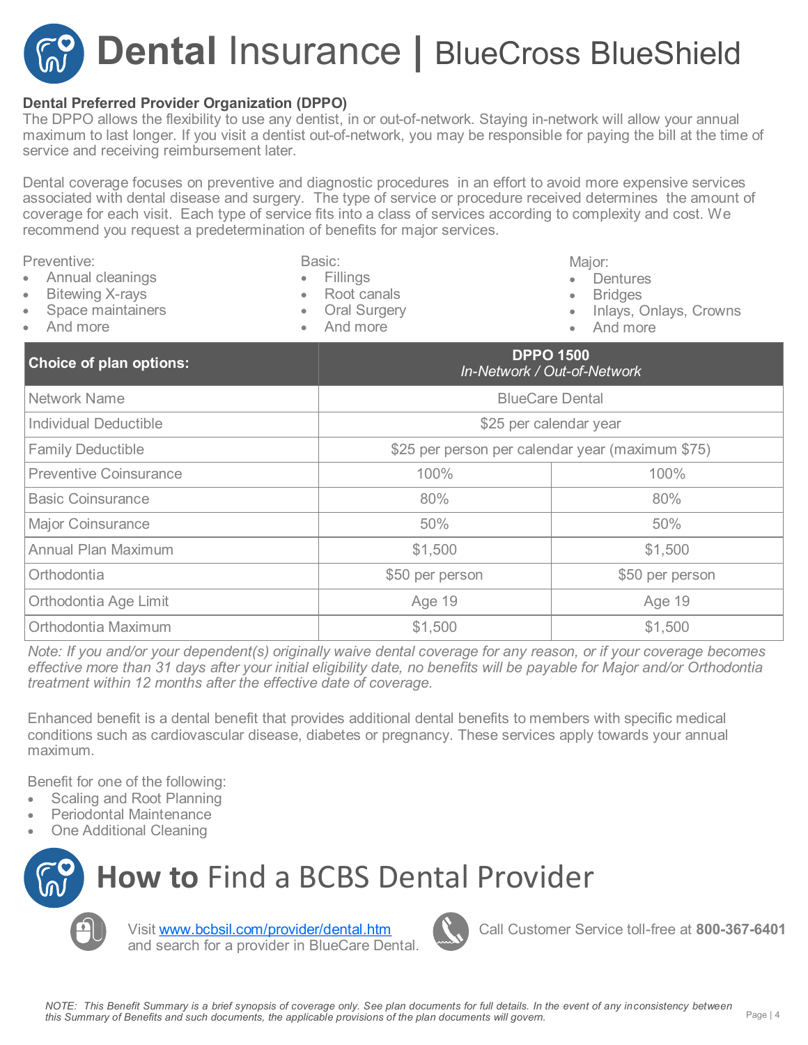# **Dental** Insurance | BlueCross BlueShield

**Dental Preferred Provider Organization (DPPO)**
The DPPO allows the flexibility to use any dentist, in or out-of-network. Staying in-network will allow your annual maximum to last longer. If you visit a dentist out-of-network, you may be responsible for paying the bill at the time of service and receiving reimbursement later.

Dental coverage focuses on preventive and diagnostic procedures in an effort to avoid more expensive services associated with dental disease and surgery. The type of service or procedure received determines the amount of coverage for each visit. Each type of service fits into a class of services according to complexity and cost. We recommend you request a predetermination of benefits for major services.

Preventive:
- Annual cleanings
- Bitewing X-rays
- Space maintainers
- And more

Basic:
- Fillings
- Root canals
- Oral Surgery
- And more

Major:
- Dentures
- Bridges
- Inlays, Onlays, Crowns
- And more

| **Choice of plan options:** | **DPPO 1500** *In-Network / Out-of-Network* | |
|---|---|---|
| Network Name | BlueCare Dental | |
| Individual Deductible | $25 per calendar year | |
| Family Deductible | $25 per person per calendar year (maximum $75) | |
| Preventive Coinsurance | 100% | 100% |
| Basic Coinsurance | 80% | 80% |
| Major Coinsurance | 50% | 50% |
| Annual Plan Maximum | $1,500 | $1,500 |
| Orthodontia | $50 per person | $50 per person |
| Orthodontia Age Limit | Age 19 | Age 19 |
| Orthodontia Maximum | $1,500 | $1,500 |

*Note: If you and/or your dependent(s) originally waive dental coverage for any reason, or if your coverage becomes effective more than 31 days after your initial eligibility date, no benefits will be payable for Major and/or Orthodontia treatment within 12 months after the effective date of coverage.*

Enhanced benefit is a dental benefit that provides additional dental benefits to members with specific medical conditions such as cardiovascular disease, diabetes or pregnancy. These services apply towards your annual maximum.

Benefit for one of the following:
- Scaling and Root Planning
- Periodontal Maintenance
- One Additional Cleaning

# **How to** Find a BCBS Dental Provider

Visit www.bcbsil.com/provider/dental.htm and search for a provider in BlueCare Dental.

Call Customer Service toll-free at **800-367-6401**

*NOTE: This Benefit Summary is a brief synopsis of coverage only. See plan documents for full details. In the event of any inconsistency between this Summary of Benefits and such documents, the applicable provisions of the plan documents will govern.*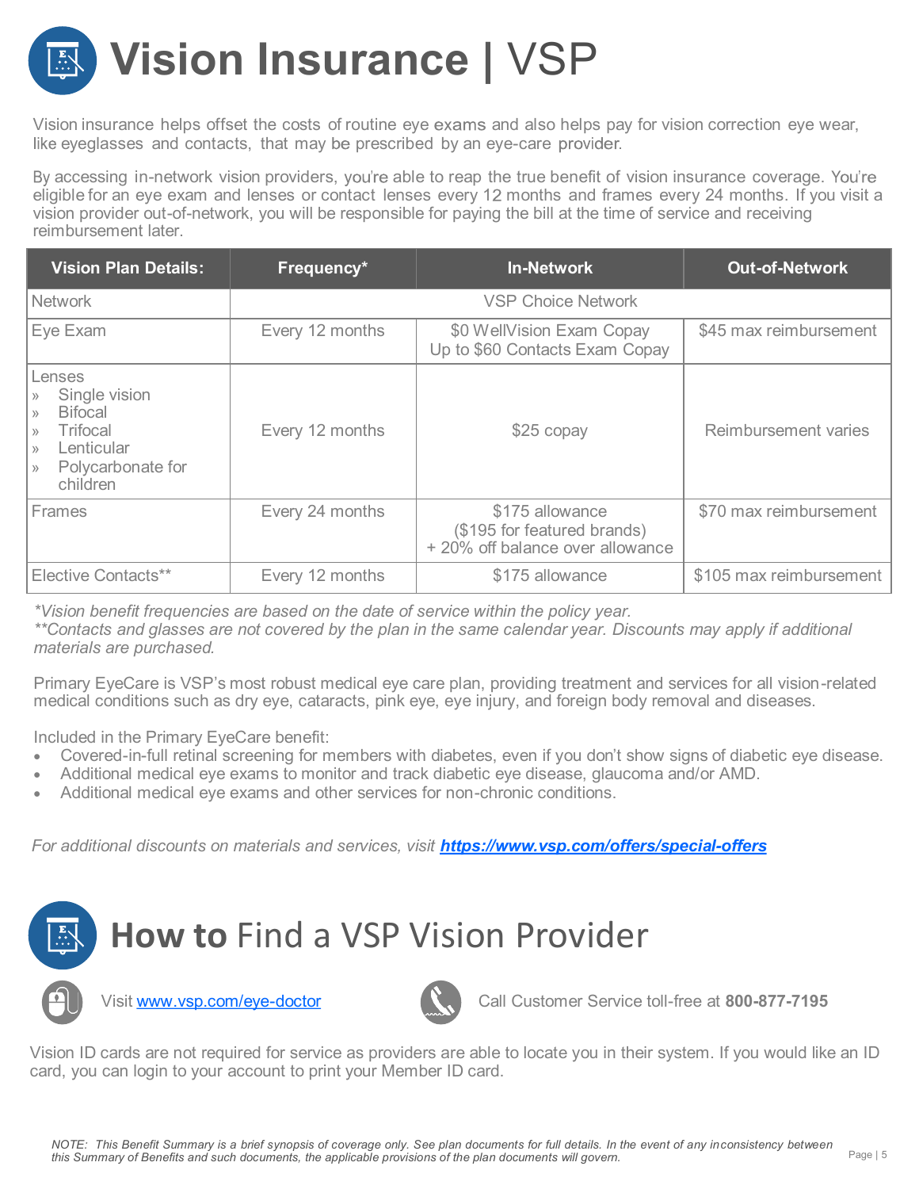# Vision Insurance | VSP

Vision insurance helps offset the costs of routine eye exams and also helps pay for vision correction eye wear, like eyeglasses and contacts, that may be prescribed by an eye-care provider.

By accessing in-network vision providers, you're able to reap the true benefit of vision insurance coverage. You're eligible for an eye exam and lenses or contact lenses every 12 months and frames every 24 months. If you visit a vision provider out-of-network, you will be responsible for paying the bill at the time of service and receiving reimbursement later.

| Vision Plan Details: | Frequency* | In-Network | Out-of-Network |
|---|---|---|---|
| Network | VSP Choice Network | | |
| Eye Exam | Every 12 months | $0 WellVision Exam Copay<br>Up to $60 Contacts Exam Copay | $45 max reimbursement |
| Lenses<br>» Single vision<br>» Bifocal<br>» Trifocal<br>» Lenticular<br>» Polycarbonate for children | Every 12 months | $25 copay | Reimbursement varies |
| Frames | Every 24 months | $175 allowance<br>($195 for featured brands)<br>+ 20% off balance over allowance | $70 max reimbursement |
| Elective Contacts** | Every 12 months | $175 allowance | $105 max reimbursement |

*\*Vision benefit frequencies are based on the date of service within the policy year.*
*\*\*Contacts and glasses are not covered by the plan in the same calendar year. Discounts may apply if additional materials are purchased.*

Primary EyeCare is VSP's most robust medical eye care plan, providing treatment and services for all vision-related medical conditions such as dry eye, cataracts, pink eye, eye injury, and foreign body removal and diseases.

Included in the Primary EyeCare benefit:

- Covered-in-full retinal screening for members with diabetes, even if you don't show signs of diabetic eye disease.
- Additional medical eye exams to monitor and track diabetic eye disease, glaucoma and/or AMD.
- Additional medical eye exams and other services for non-chronic conditions.

*For additional discounts on materials and services, visit* ***https://www.vsp.com/offers/special-offers***

# **How to** Find a VSP Vision Provider

Visit www.vsp.com/eye-doctor

Call Customer Service toll-free at **800-877-7195**

Vision ID cards are not required for service as providers are able to locate you in their system. If you would like an ID card, you can login to your account to print your Member ID card.

*NOTE: This Benefit Summary is a brief synopsis of coverage only. See plan documents for full details. In the event of any inconsistency between this Summary of Benefits and such documents, the applicable provisions of the plan documents will govern.*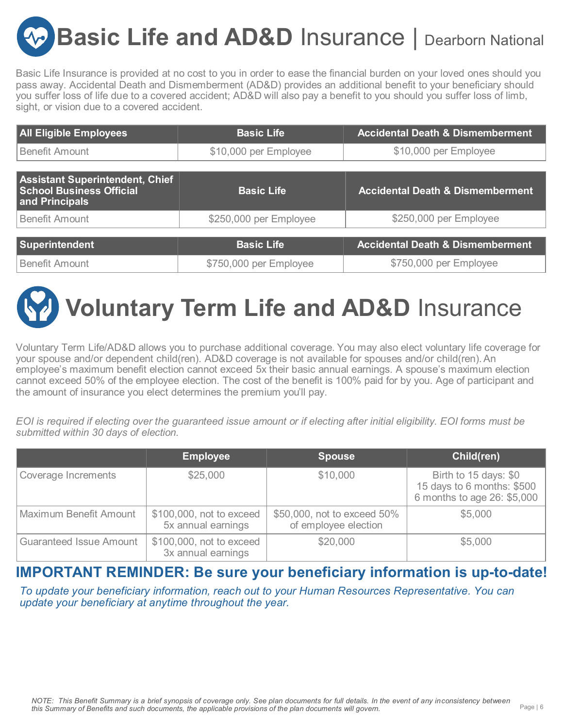# **Basic Life and AD&D** Insurance | Dearborn National

Basic Life Insurance is provided at no cost to you in order to ease the financial burden on your loved ones should you pass away. Accidental Death and Dismemberment (AD&D) provides an additional benefit to your beneficiary should you suffer loss of life due to a covered accident; AD&D will also pay a benefit to you should you suffer loss of limb, sight, or vision due to a covered accident.

| All Eligible Employees | Basic Life | Accidental Death & Dismemberment |
|---|---|---|
| Benefit Amount | $10,000 per Employee | $10,000 per Employee |

| Assistant Superintendent, Chief School Business Official and Principals | Basic Life | Accidental Death & Dismemberment |
|---|---|---|
| Benefit Amount | $250,000 per Employee | $250,000 per Employee |

| Superintendent | Basic Life | Accidental Death & Dismemberment |
|---|---|---|
| Benefit Amount | $750,000 per Employee | $750,000 per Employee |

# **Voluntary Term Life and AD&D** Insurance

Voluntary Term Life/AD&D allows you to purchase additional coverage. You may also elect voluntary life coverage for your spouse and/or dependent child(ren). AD&D coverage is not available for spouses and/or child(ren). An employee's maximum benefit election cannot exceed 5x their basic annual earnings. A spouse's maximum election cannot exceed 50% of the employee election. The cost of the benefit is 100% paid for by you. Age of participant and the amount of insurance you elect determines the premium you'll pay.

*EOI is required if electing over the guaranteed issue amount or if electing after initial eligibility. EOI forms must be submitted within 30 days of election.*

| | Employee | Spouse | Child(ren) |
|---|---|---|---|
| Coverage Increments | $25,000 | $10,000 | Birth to 15 days: $0<br>15 days to 6 months: $500<br>6 months to age 26: $5,000 |
| Maximum Benefit Amount | $100,000, not to exceed 5x annual earnings | $50,000, not to exceed 50% of employee election | $5,000 |
| Guaranteed Issue Amount | $100,000, not to exceed 3x annual earnings | $20,000 | $5,000 |

## **IMPORTANT REMINDER: Be sure your beneficiary information is up-to-date!**

*To update your beneficiary information, reach out to your Human Resources Representative. You can update your beneficiary at anytime throughout the year.*

*NOTE: This Benefit Summary is a brief synopsis of coverage only. See plan documents for full details. In the event of any inconsistency between this Summary of Benefits and such documents, the applicable provisions of the plan documents will govern.*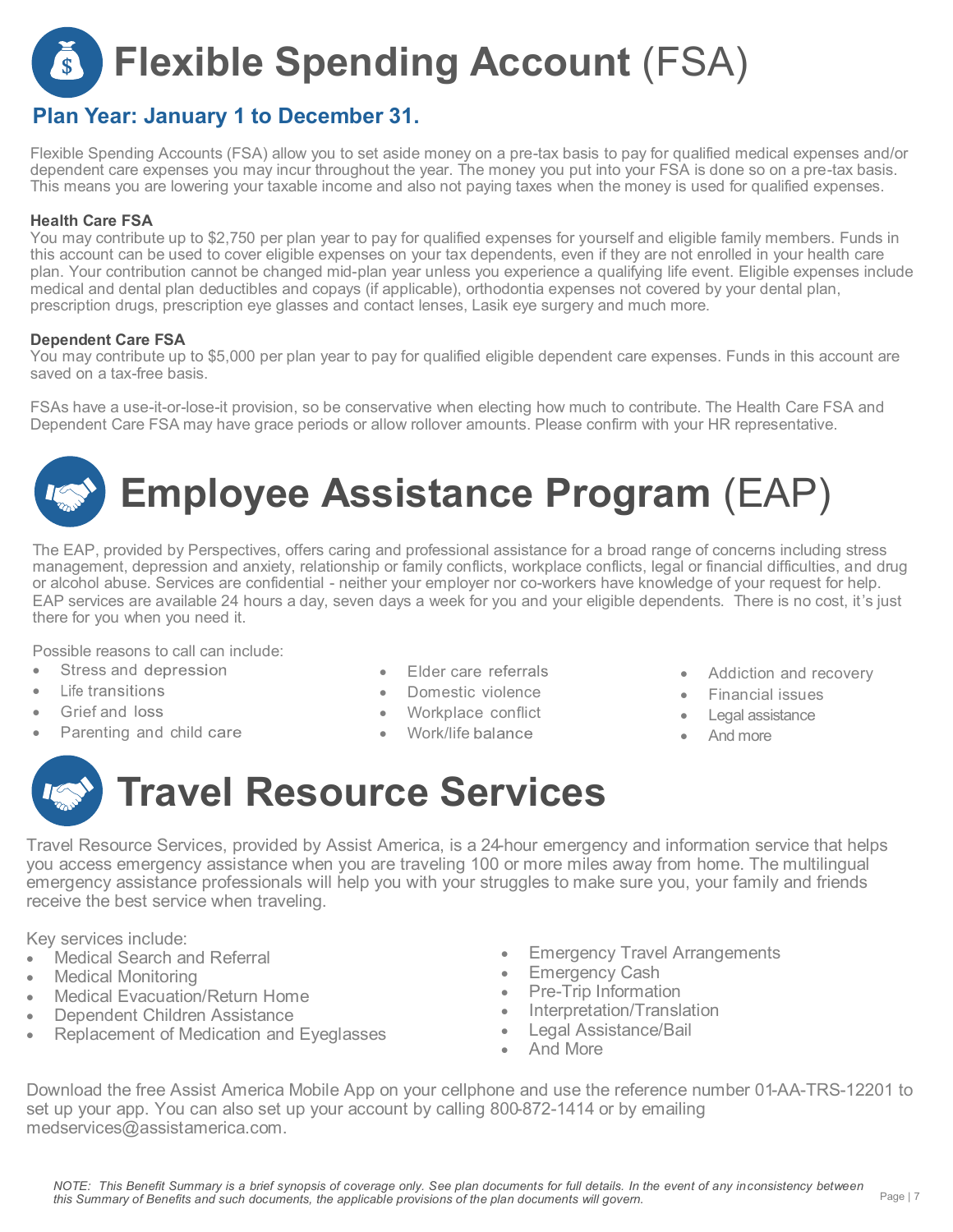# **Flexible Spending Account** (FSA)

## Plan Year: January 1 to December 31.

Flexible Spending Accounts (FSA) allow you to set aside money on a pre-tax basis to pay for qualified medical expenses and/or dependent care expenses you may incur throughout the year. The money you put into your FSA is done so on a pre-tax basis. This means you are lowering your taxable income and also not paying taxes when the money is used for qualified expenses.

**Health Care FSA**
You may contribute up to $2,750 per plan year to pay for qualified expenses for yourself and eligible family members. Funds in this account can be used to cover eligible expenses on your tax dependents, even if they are not enrolled in your health care plan. Your contribution cannot be changed mid-plan year unless you experience a qualifying life event. Eligible expenses include medical and dental plan deductibles and copays (if applicable), orthodontia expenses not covered by your dental plan, prescription drugs, prescription eye glasses and contact lenses, Lasik eye surgery and much more.

**Dependent Care FSA**
You may contribute up to $5,000 per plan year to pay for qualified eligible dependent care expenses. Funds in this account are saved on a tax-free basis.

FSAs have a use-it-or-lose-it provision, so be conservative when electing how much to contribute. The Health Care FSA and Dependent Care FSA may have grace periods or allow rollover amounts. Please confirm with your HR representative.

# **Employee Assistance Program** (EAP)

The EAP, provided by Perspectives, offers caring and professional assistance for a broad range of concerns including stress management, depression and anxiety, relationship or family conflicts, workplace conflicts, legal or financial difficulties, and drug or alcohol abuse. Services are confidential - neither your employer nor co-workers have knowledge of your request for help. EAP services are available 24 hours a day, seven days a week for you and your eligible dependents. There is no cost, it's just there for you when you need it.

Possible reasons to call can include:

- Stress and depression
- Life transitions
- Grief and loss
- Parenting and child care
- Elder care referrals
- Domestic violence
- Workplace conflict
- Work/life balance
- Addiction and recovery
- Financial issues
- Legal assistance
- And more

# **Travel Resource Services**

Travel Resource Services, provided by Assist America, is a 24-hour emergency and information service that helps you access emergency assistance when you are traveling 100 or more miles away from home. The multilingual emergency assistance professionals will help you with your struggles to make sure you, your family and friends receive the best service when traveling.

Key services include:

- Medical Search and Referral
- Medical Monitoring
- Medical Evacuation/Return Home
- Dependent Children Assistance
- Replacement of Medication and Eyeglasses
- Emergency Travel Arrangements
- Emergency Cash
- Pre-Trip Information
- Interpretation/Translation
- Legal Assistance/Bail
- And More

Download the free Assist America Mobile App on your cellphone and use the reference number 01-AA-TRS-12201 to set up your app. You can also set up your account by calling 800-872-1414 or by emailing medservices@assistamerica.com.

*NOTE: This Benefit Summary is a brief synopsis of coverage only. See plan documents for full details. In the event of any inconsistency between this Summary of Benefits and such documents, the applicable provisions of the plan documents will govern.*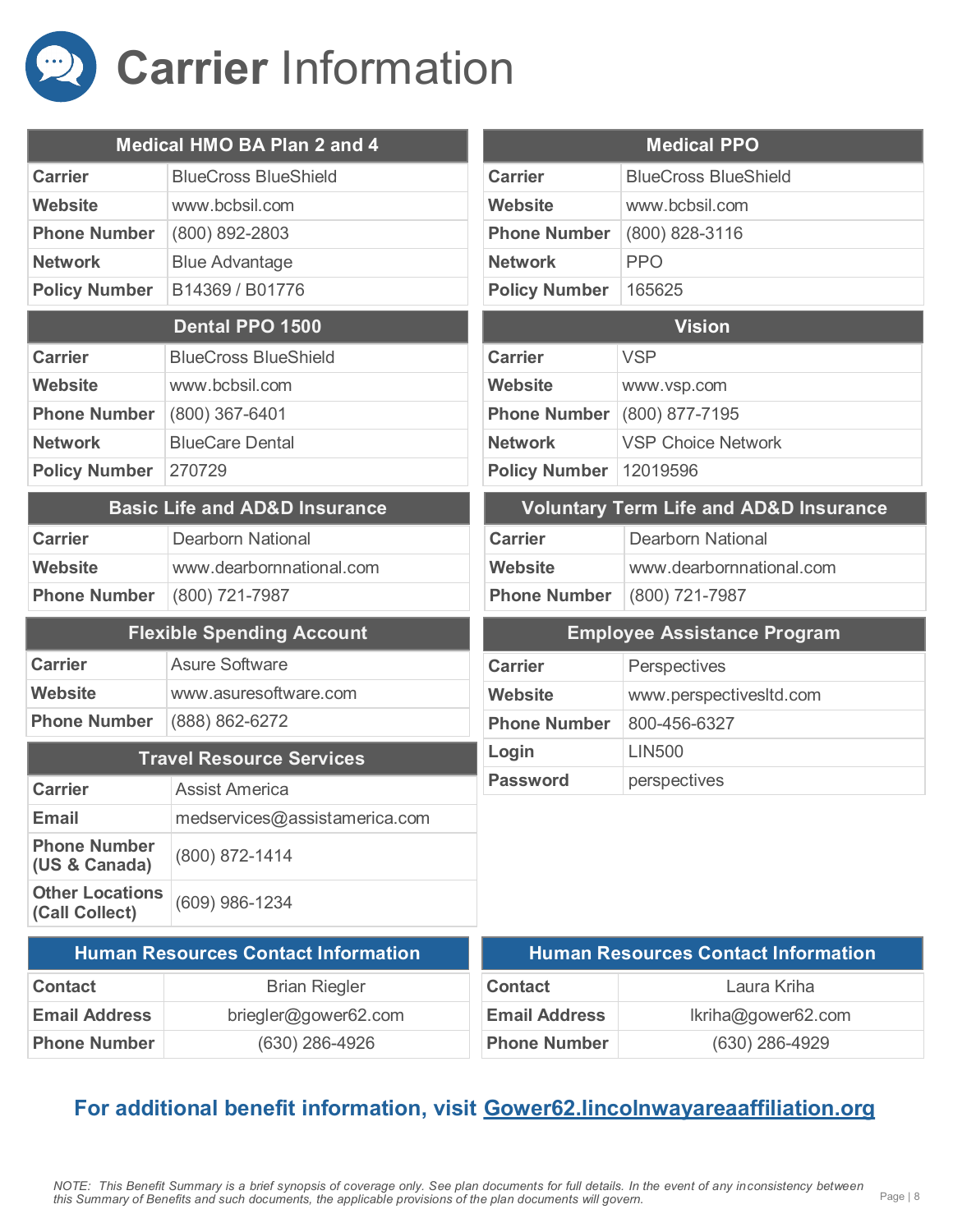# Carrier Information

| Medical HMO BA Plan 2 and 4 | |
|---|---|
| **Carrier** | BlueCross BlueShield |
| **Website** | www.bcbsil.com |
| **Phone Number** | (800) 892-2803 |
| **Network** | Blue Advantage |
| **Policy Number** | B14369 / B01776 |

| Medical PPO | |
|---|---|
| **Carrier** | BlueCross BlueShield |
| **Website** | www.bcbsil.com |
| **Phone Number** | (800) 828-3116 |
| **Network** | PPO |
| **Policy Number** | 165625 |

| Dental PPO 1500 | |
|---|---|
| **Carrier** | BlueCross BlueShield |
| **Website** | www.bcbsil.com |
| **Phone Number** | (800) 367-6401 |
| **Network** | BlueCare Dental |
| **Policy Number** | 270729 |

| Vision | |
|---|---|
| **Carrier** | VSP |
| **Website** | www.vsp.com |
| **Phone Number** | (800) 877-7195 |
| **Network** | VSP Choice Network |
| **Policy Number** | 12019596 |

| Basic Life and AD&D Insurance | |
|---|---|
| **Carrier** | Dearborn National |
| **Website** | www.dearbornnational.com |
| **Phone Number** | (800) 721-7987 |

| Voluntary Term Life and AD&D Insurance | |
|---|---|
| **Carrier** | Dearborn National |
| **Website** | www.dearbornnational.com |
| **Phone Number** | (800) 721-7987 |

| Flexible Spending Account | |
|---|---|
| **Carrier** | Asure Software |
| **Website** | www.asuresoftware.com |
| **Phone Number** | (888) 862-6272 |

| Employee Assistance Program | |
|---|---|
| **Carrier** | Perspectives |
| **Website** | www.perspectivesltd.com |
| **Phone Number** | 800-456-6327 |
| **Login** | LIN500 |
| **Password** | perspectives |

| Travel Resource Services | |
|---|---|
| **Carrier** | Assist America |
| **Email** | medservices@assistamerica.com |
| **Phone Number (US & Canada)** | (800) 872-1414 |
| **Other Locations (Call Collect)** | (609) 986-1234 |

| Human Resources Contact Information | |
|---|---|
| **Contact** | Brian Riegler |
| **Email Address** | briegler@gower62.com |
| **Phone Number** | (630) 286-4926 |

| Human Resources Contact Information | |
|---|---|
| **Contact** | Laura Kriha |
| **Email Address** | lkriha@gower62.com |
| **Phone Number** | (630) 286-4929 |

**For additional benefit information, visit [Gower62.lincolnwayareaaffiliation.org](Gower62.lincolnwayareaaffiliation.org)**

*NOTE: This Benefit Summary is a brief synopsis of coverage only. See plan documents for full details. In the event of any inconsistency between this Summary of Benefits and such documents, the applicable provisions of the plan documents will govern.*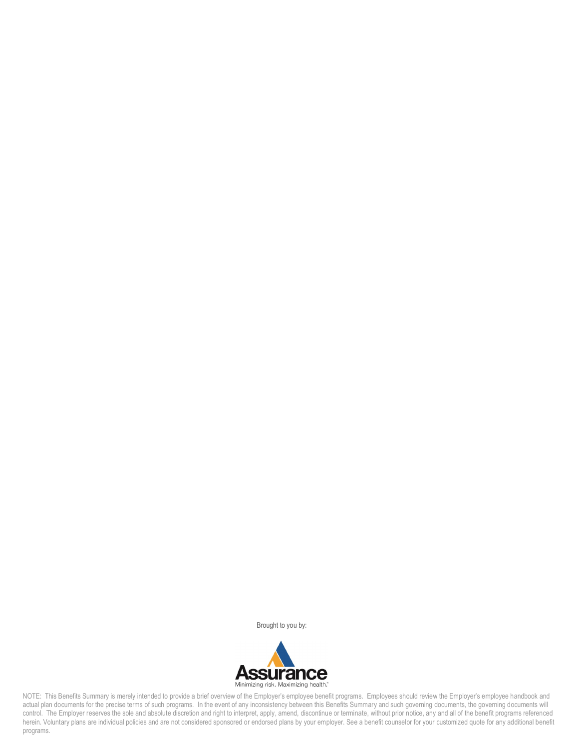Brought to you by:

Assurance

Minimizing risk. Maximizing health.

NOTE: This Benefits Summary is merely intended to provide a brief overview of the Employer's employee benefit programs. Employees should review the Employer's employee handbook and actual plan documents for the precise terms of such programs. In the event of any inconsistency between this Benefits Summary and such governing documents, the governing documents will control. The Employer reserves the sole and absolute discretion and right to interpret, apply, amend, discontinue or terminate, without prior notice, any and all of the benefit programs referenced herein. Voluntary plans are individual policies and are not considered sponsored or endorsed plans by your employer. See a benefit counselor for your customized quote for any additional benefit programs.